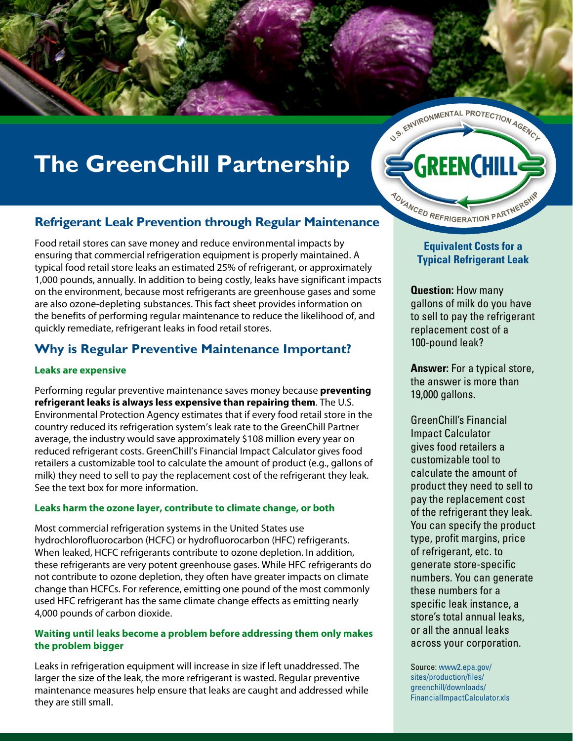# The GreenChill Partnership

U.S. ENVIRONMENTAL PROTECTION AGENCY GREENCHILL ADVANCED REFRIGERATION PARTNERSHIP

## Refrigerant Leak Prevention through Regular Maintenance

Food retail stores can save money and reduce environmental impacts by ensuring that commercial refrigeration equipment is properly maintained. A typical food retail store leaks an estimated 25% of refrigerant, or approximately 1,000 pounds, annually. In addition to being costly, leaks have significant impacts on the environment, because most refrigerants are greenhouse gases and some are also ozone-depleting substances. This fact sheet provides information on the benefits of performing regular maintenance to reduce the likelihood of, and quickly remediate, refrigerant leaks in food retail stores.

## Why is Regular Preventive Maintenance Important?

### Leaks are expensive

Performing regular preventive maintenance saves money because **preventing refrigerant leaks is always less expensive than repairing them**. The U.S. Environmental Protection Agency estimates that if every food retail store in the country reduced its refrigeration system's leak rate to the GreenChill Partner average, the industry would save approximately $108 million every year on reduced refrigerant costs. GreenChill's Financial Impact Calculator gives food retailers a customizable tool to calculate the amount of product (e.g., gallons of milk) they need to sell to pay the replacement cost of the refrigerant they leak. See the text box for more information.

### Leaks harm the ozone layer, contribute to climate change, or both

Most commercial refrigeration systems in the United States use hydrochlorofluorocarbon (HCFC) or hydrofluorocarbon (HFC) refrigerants. When leaked, HCFC refrigerants contribute to ozone depletion. In addition, these refrigerants are very potent greenhouse gases. While HFC refrigerants do not contribute to ozone depletion, they often have greater impacts on climate change than HCFCs. For reference, emitting one pound of the most commonly used HFC refrigerant has the same climate change effects as emitting nearly 4,000 pounds of carbon dioxide.

### Waiting until leaks become a problem before addressing them only makes the problem bigger

Leaks in refrigeration equipment will increase in size if left unaddressed. The larger the size of the leak, the more refrigerant is wasted. Regular preventive maintenance measures help ensure that leaks are caught and addressed while they are still small.

---

**Equivalent Costs for a Typical Refrigerant Leak**

**Question:** How many gallons of milk do you have to sell to pay the refrigerant replacement cost of a 100-pound leak?

**Answer:** For a typical store, the answer is more than 19,000 gallons.

GreenChill's Financial Impact Calculator gives food retailers a customizable tool to calculate the amount of product they need to sell to pay the replacement cost of the refrigerant they leak. You can specify the product type, profit margins, price of refrigerant, etc. to generate store-specific numbers. You can generate these numbers for a specific leak instance, a store's total annual leaks, or all the annual leaks across your corporation.

Source: www2.epa.gov/sites/production/files/greenchill/downloads/FinancialImpactCalculator.xls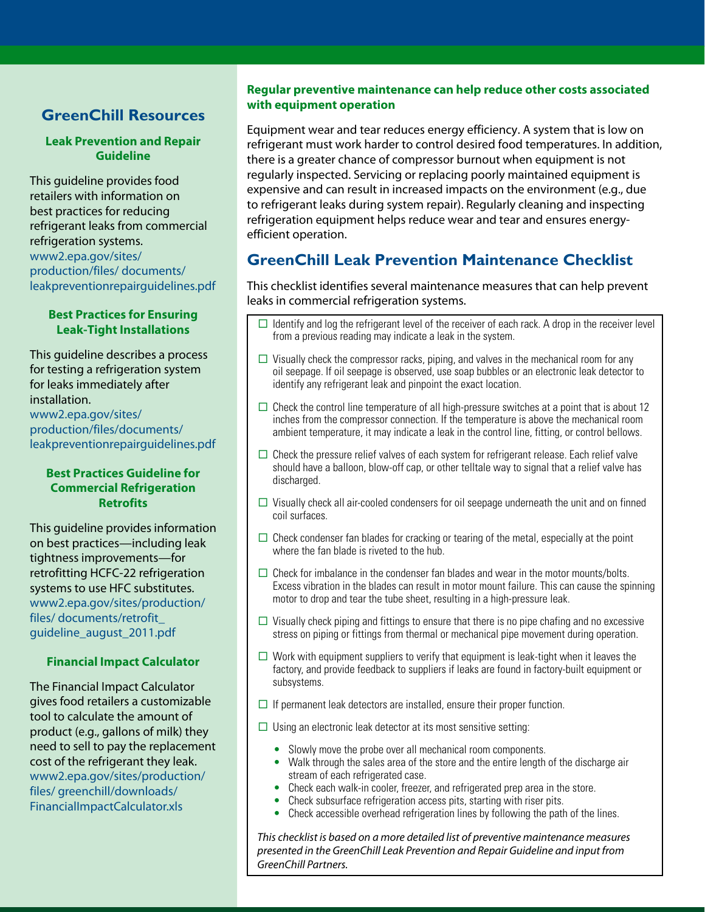## GreenChill Resources

### Leak Prevention and Repair Guideline

This guideline provides food retailers with information on best practices for reducing refrigerant leaks from commercial refrigeration systems.
www2.epa.gov/sites/production/files/ documents/leakpreventionrepairguidelines.pdf

### Best Practices for Ensuring Leak-Tight Installations

This guideline describes a process for testing a refrigeration system for leaks immediately after installation.
www2.epa.gov/sites/production/files/documents/leakpreventionrepairguidelines.pdf

### Best Practices Guideline for Commercial Refrigeration Retrofits

This guideline provides information on best practices—including leak tightness improvements—for retrofitting HCFC-22 refrigeration systems to use HFC substitutes.
www2.epa.gov/sites/production/files/ documents/retrofit_guideline_august_2011.pdf

### Financial Impact Calculator

The Financial Impact Calculator gives food retailers a customizable tool to calculate the amount of product (e.g., gallons of milk) they need to sell to pay the replacement cost of the refrigerant they leak.
www2.epa.gov/sites/production/files/ greenchill/downloads/FinancialImpactCalculator.xls

**Regular preventive maintenance can help reduce other costs associated with equipment operation**

Equipment wear and tear reduces energy efficiency. A system that is low on refrigerant must work harder to control desired food temperatures. In addition, there is a greater chance of compressor burnout when equipment is not regularly inspected. Servicing or replacing poorly maintained equipment is expensive and can result in increased impacts on the environment (e.g., due to refrigerant leaks during system repair). Regularly cleaning and inspecting refrigeration equipment helps reduce wear and tear and ensures energy-efficient operation.

## GreenChill Leak Prevention Maintenance Checklist

This checklist identifies several maintenance measures that can help prevent leaks in commercial refrigeration systems.

- ☐ Identify and log the refrigerant level of the receiver of each rack. A drop in the receiver level from a previous reading may indicate a leak in the system.
- ☐ Visually check the compressor racks, piping, and valves in the mechanical room for any oil seepage. If oil seepage is observed, use soap bubbles or an electronic leak detector to identify any refrigerant leak and pinpoint the exact location.
- ☐ Check the control line temperature of all high-pressure switches at a point that is about 12 inches from the compressor connection. If the temperature is above the mechanical room ambient temperature, it may indicate a leak in the control line, fitting, or control bellows.
- ☐ Check the pressure relief valves of each system for refrigerant release. Each relief valve should have a balloon, blow-off cap, or other telltale way to signal that a relief valve has discharged.
- ☐ Visually check all air-cooled condensers for oil seepage underneath the unit and on finned coil surfaces.
- ☐ Check condenser fan blades for cracking or tearing of the metal, especially at the point where the fan blade is riveted to the hub.
- ☐ Check for imbalance in the condenser fan blades and wear in the motor mounts/bolts. Excess vibration in the blades can result in motor mount failure. This can cause the spinning motor to drop and tear the tube sheet, resulting in a high-pressure leak.
- ☐ Visually check piping and fittings to ensure that there is no pipe chafing and no excessive stress on piping or fittings from thermal or mechanical pipe movement during operation.
- ☐ Work with equipment suppliers to verify that equipment is leak-tight when it leaves the factory, and provide feedback to suppliers if leaks are found in factory-built equipment or subsystems.
- ☐ If permanent leak detectors are installed, ensure their proper function.
- ☐ Using an electronic leak detector at its most sensitive setting:
  - Slowly move the probe over all mechanical room components.
  - Walk through the sales area of the store and the entire length of the discharge air stream of each refrigerated case.
  - Check each walk-in cooler, freezer, and refrigerated prep area in the store.
  - Check subsurface refrigeration access pits, starting with riser pits.
  - Check accessible overhead refrigeration lines by following the path of the lines.

*This checklist is based on a more detailed list of preventive maintenance measures presented in the GreenChill Leak Prevention and Repair Guideline and input from GreenChill Partners.*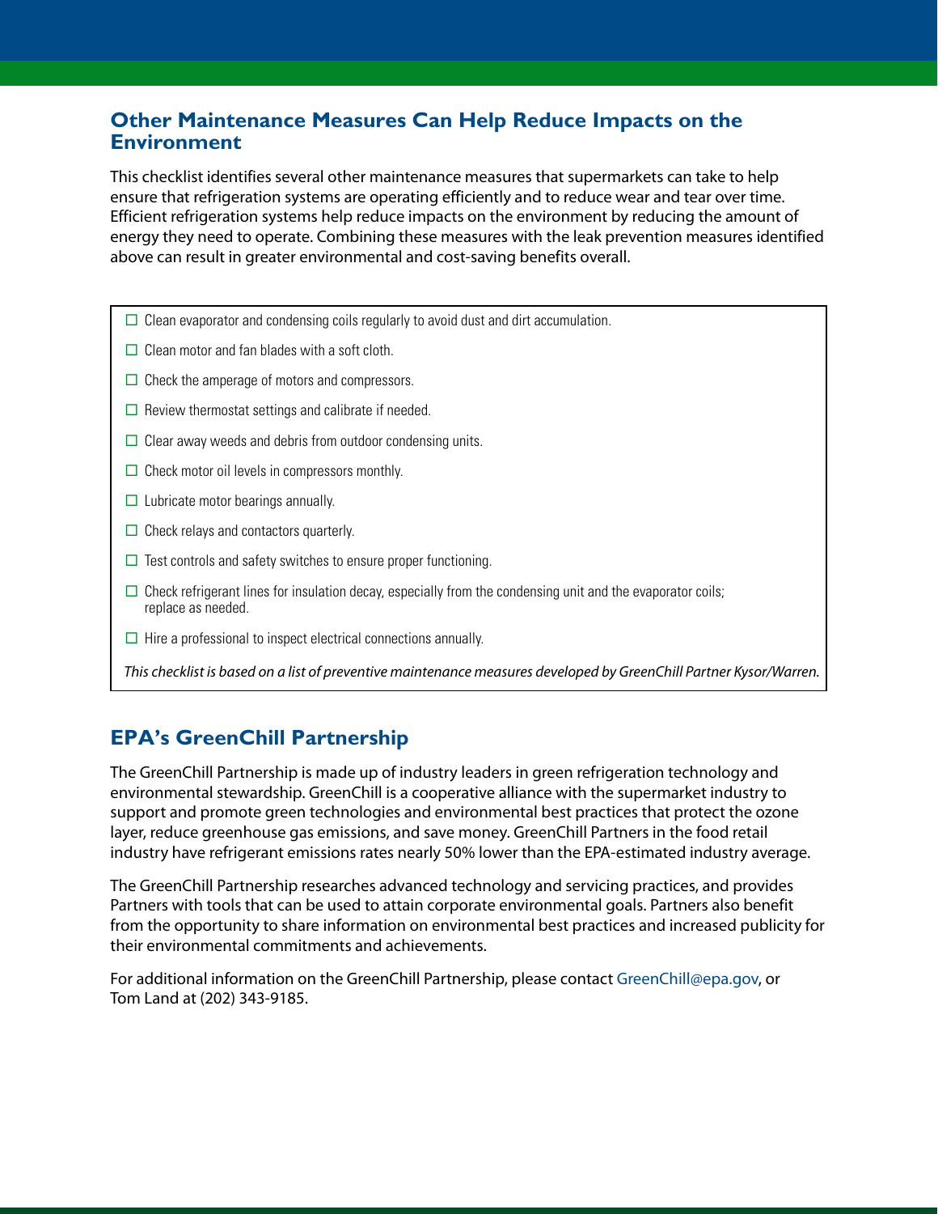## Other Maintenance Measures Can Help Reduce Impacts on the Environment

This checklist identifies several other maintenance measures that supermarkets can take to help ensure that refrigeration systems are operating efficiently and to reduce wear and tear over time. Efficient refrigeration systems help reduce impacts on the environment by reducing the amount of energy they need to operate. Combining these measures with the leak prevention measures identified above can result in greater environmental and cost-saving benefits overall.

- ☐ Clean evaporator and condensing coils regularly to avoid dust and dirt accumulation.
- ☐ Clean motor and fan blades with a soft cloth.
- ☐ Check the amperage of motors and compressors.
- ☐ Review thermostat settings and calibrate if needed.
- ☐ Clear away weeds and debris from outdoor condensing units.
- ☐ Check motor oil levels in compressors monthly.
- ☐ Lubricate motor bearings annually.
- ☐ Check relays and contactors quarterly.
- ☐ Test controls and safety switches to ensure proper functioning.
- ☐ Check refrigerant lines for insulation decay, especially from the condensing unit and the evaporator coils; replace as needed.
- ☐ Hire a professional to inspect electrical connections annually.

*This checklist is based on a list of preventive maintenance measures developed by GreenChill Partner Kysor/Warren.*

## EPA's GreenChill Partnership

The GreenChill Partnership is made up of industry leaders in green refrigeration technology and environmental stewardship. GreenChill is a cooperative alliance with the supermarket industry to support and promote green technologies and environmental best practices that protect the ozone layer, reduce greenhouse gas emissions, and save money. GreenChill Partners in the food retail industry have refrigerant emissions rates nearly 50% lower than the EPA-estimated industry average.

The GreenChill Partnership researches advanced technology and servicing practices, and provides Partners with tools that can be used to attain corporate environmental goals. Partners also benefit from the opportunity to share information on environmental best practices and increased publicity for their environmental commitments and achievements.

For additional information on the GreenChill Partnership, please contact GreenChill@epa.gov, or Tom Land at (202) 343-9185.